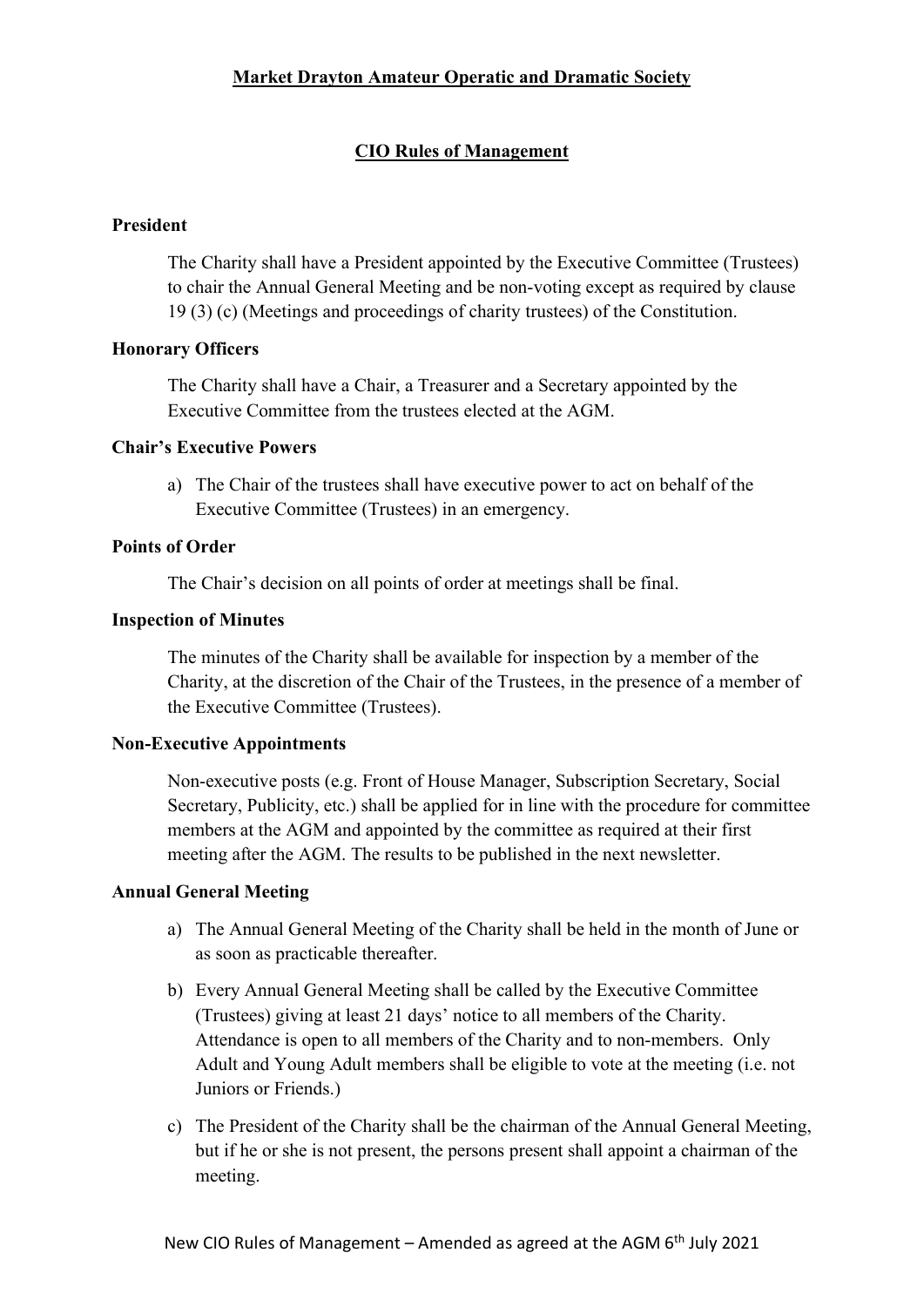# Market Drayton Amateur Operatic and Dramatic Society

## CIO Rules of Management

### President

The Charity shall have a President appointed by the Executive Committee (Trustees) to chair the Annual General Meeting and be non-voting except as required by clause 19 (3) (c) (Meetings and proceedings of charity trustees) of the Constitution.

### Honorary Officers

The Charity shall have a Chair, a Treasurer and a Secretary appointed by the Executive Committee from the trustees elected at the AGM.

### Chair's Executive Powers

a) The Chair of the trustees shall have executive power to act on behalf of the Executive Committee (Trustees) in an emergency.

### Points of Order

The Chair's decision on all points of order at meetings shall be final.

### Inspection of Minutes

The minutes of the Charity shall be available for inspection by a member of the Charity, at the discretion of the Chair of the Trustees, in the presence of a member of the Executive Committee (Trustees).

### Non-Executive Appointments

Non-executive posts (e.g. Front of House Manager, Subscription Secretary, Social Secretary, Publicity, etc.) shall be applied for in line with the procedure for committee members at the AGM and appointed by the committee as required at their first meeting after the AGM. The results to be published in the next newsletter.

### Annual General Meeting

a) The Annual General Meeting of the Charity shall be held in the month of June or as soon as practicable thereafter.

b) Every Annual General Meeting shall be called by the Executive Committee (Trustees) giving at least 21 days' notice to all members of the Charity. Attendance is open to all members of the Charity and to non-members. Only Adult and Young Adult members shall be eligible to vote at the meeting (i.e. not Juniors or Friends.)

c) The President of the Charity shall be the chairman of the Annual General Meeting, but if he or she is not present, the persons present shall appoint a chairman of the meeting.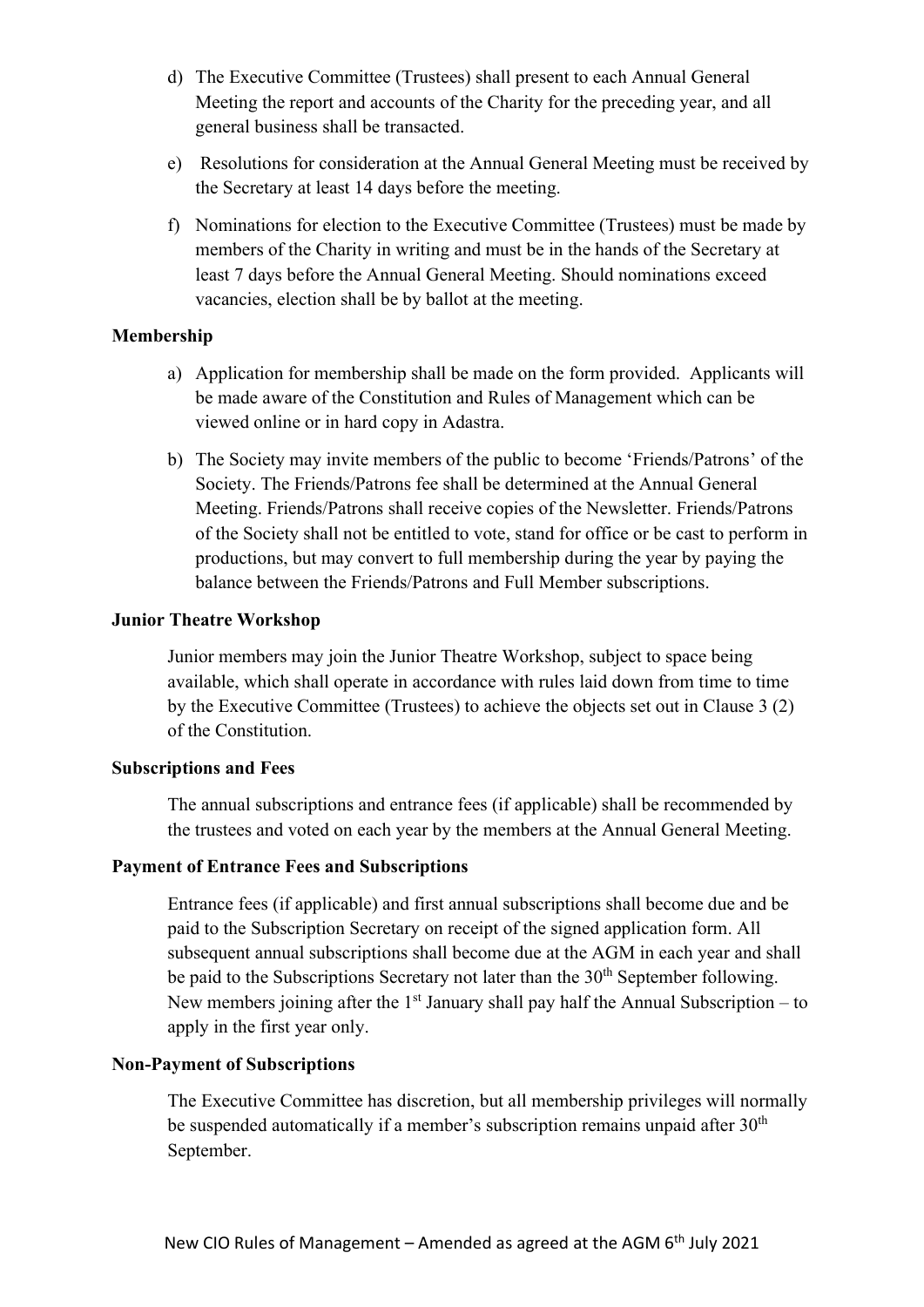d) The Executive Committee (Trustees) shall present to each Annual General Meeting the report and accounts of the Charity for the preceding year, and all general business shall be transacted.

e) Resolutions for consideration at the Annual General Meeting must be received by the Secretary at least 14 days before the meeting.

f) Nominations for election to the Executive Committee (Trustees) must be made by members of the Charity in writing and must be in the hands of the Secretary at least 7 days before the Annual General Meeting. Should nominations exceed vacancies, election shall be by ballot at the meeting.

**Membership**

a) Application for membership shall be made on the form provided. Applicants will be made aware of the Constitution and Rules of Management which can be viewed online or in hard copy in Adastra.

b) The Society may invite members of the public to become 'Friends/Patrons' of the Society. The Friends/Patrons fee shall be determined at the Annual General Meeting. Friends/Patrons shall receive copies of the Newsletter. Friends/Patrons of the Society shall not be entitled to vote, stand for office or be cast to perform in productions, but may convert to full membership during the year by paying the balance between the Friends/Patrons and Full Member subscriptions.

**Junior Theatre Workshop**

Junior members may join the Junior Theatre Workshop, subject to space being available, which shall operate in accordance with rules laid down from time to time by the Executive Committee (Trustees) to achieve the objects set out in Clause 3 (2) of the Constitution.

**Subscriptions and Fees**

The annual subscriptions and entrance fees (if applicable) shall be recommended by the trustees and voted on each year by the members at the Annual General Meeting.

**Payment of Entrance Fees and Subscriptions**

Entrance fees (if applicable) and first annual subscriptions shall become due and be paid to the Subscription Secretary on receipt of the signed application form. All subsequent annual subscriptions shall become due at the AGM in each year and shall be paid to the Subscriptions Secretary not later than the 30th September following. New members joining after the 1st January shall pay half the Annual Subscription – to apply in the first year only.

**Non-Payment of Subscriptions**

The Executive Committee has discretion, but all membership privileges will normally be suspended automatically if a member's subscription remains unpaid after 30th September.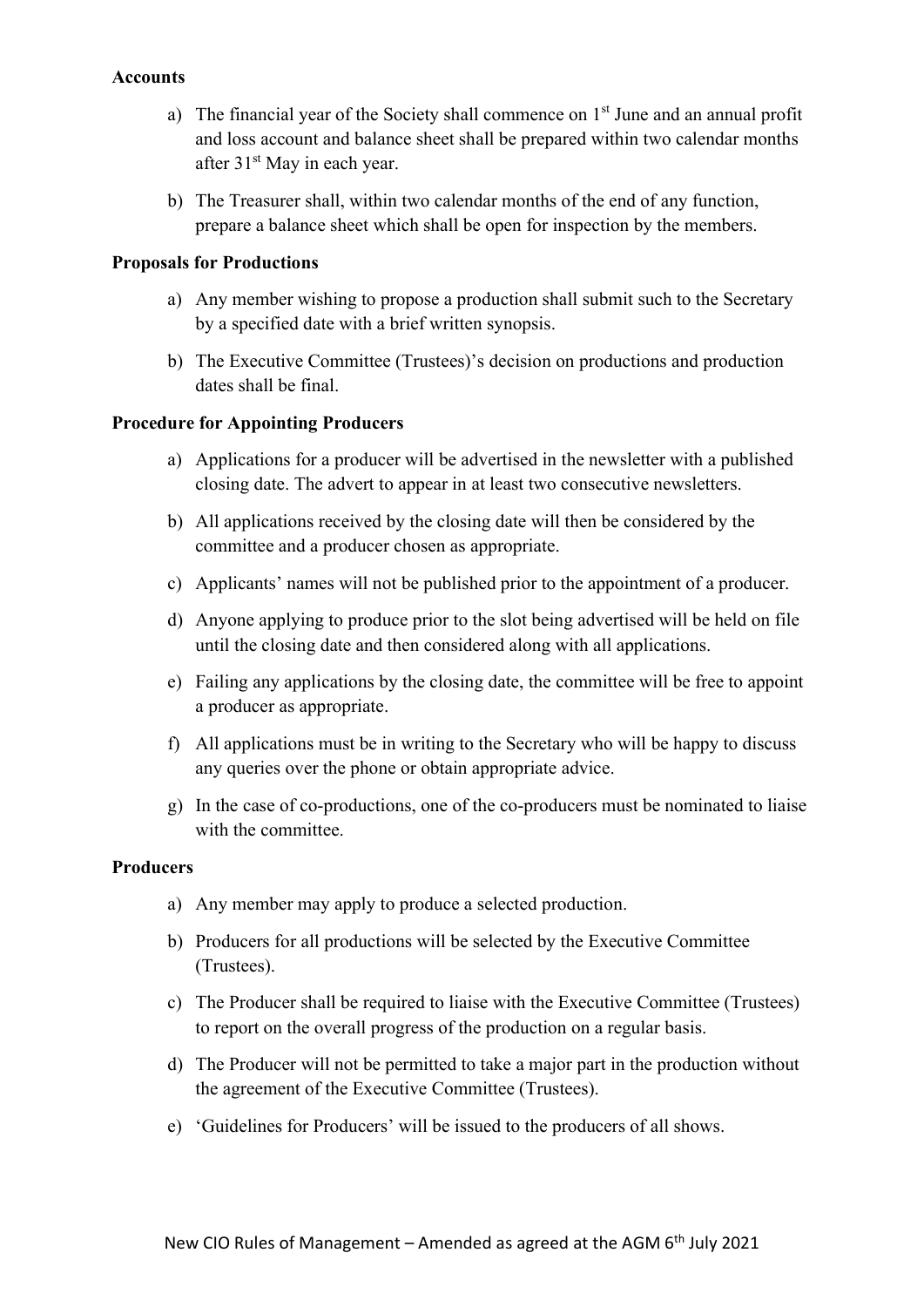**Accounts**

a) The financial year of the Society shall commence on 1st June and an annual profit and loss account and balance sheet shall be prepared within two calendar months after 31st May in each year.

b) The Treasurer shall, within two calendar months of the end of any function, prepare a balance sheet which shall be open for inspection by the members.

**Proposals for Productions**

a) Any member wishing to propose a production shall submit such to the Secretary by a specified date with a brief written synopsis.

b) The Executive Committee (Trustees)'s decision on productions and production dates shall be final.

**Procedure for Appointing Producers**

a) Applications for a producer will be advertised in the newsletter with a published closing date. The advert to appear in at least two consecutive newsletters.

b) All applications received by the closing date will then be considered by the committee and a producer chosen as appropriate.

c) Applicants' names will not be published prior to the appointment of a producer.

d) Anyone applying to produce prior to the slot being advertised will be held on file until the closing date and then considered along with all applications.

e) Failing any applications by the closing date, the committee will be free to appoint a producer as appropriate.

f) All applications must be in writing to the Secretary who will be happy to discuss any queries over the phone or obtain appropriate advice.

g) In the case of co-productions, one of the co-producers must be nominated to liaise with the committee.

**Producers**

a) Any member may apply to produce a selected production.

b) Producers for all productions will be selected by the Executive Committee (Trustees).

c) The Producer shall be required to liaise with the Executive Committee (Trustees) to report on the overall progress of the production on a regular basis.

d) The Producer will not be permitted to take a major part in the production without the agreement of the Executive Committee (Trustees).

e) 'Guidelines for Producers' will be issued to the producers of all shows.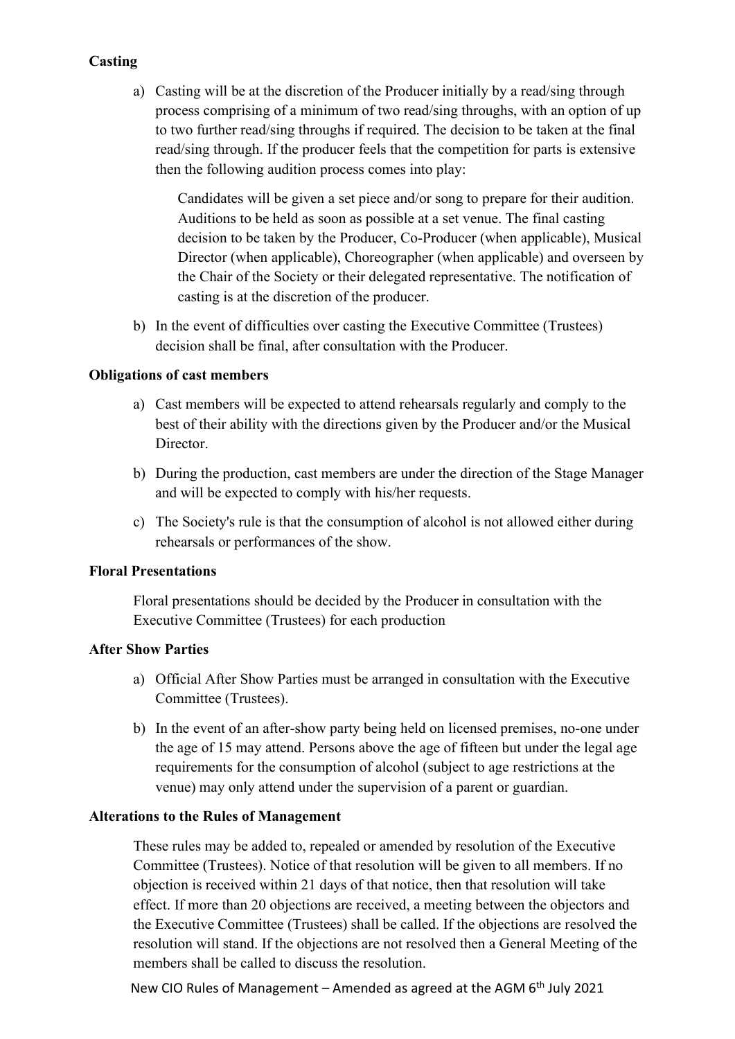**Casting**

a) Casting will be at the discretion of the Producer initially by a read/sing through process comprising of a minimum of two read/sing throughs, with an option of up to two further read/sing throughs if required. The decision to be taken at the final read/sing through. If the producer feels that the competition for parts is extensive then the following audition process comes into play:

   Candidates will be given a set piece and/or song to prepare for their audition. Auditions to be held as soon as possible at a set venue. The final casting decision to be taken by the Producer, Co-Producer (when applicable), Musical Director (when applicable), Choreographer (when applicable) and overseen by the Chair of the Society or their delegated representative. The notification of casting is at the discretion of the producer.

b) In the event of difficulties over casting the Executive Committee (Trustees) decision shall be final, after consultation with the Producer.

**Obligations of cast members**

a) Cast members will be expected to attend rehearsals regularly and comply to the best of their ability with the directions given by the Producer and/or the Musical Director.

b) During the production, cast members are under the direction of the Stage Manager and will be expected to comply with his/her requests.

c) The Society's rule is that the consumption of alcohol is not allowed either during rehearsals or performances of the show.

**Floral Presentations**

Floral presentations should be decided by the Producer in consultation with the Executive Committee (Trustees) for each production

**After Show Parties**

a) Official After Show Parties must be arranged in consultation with the Executive Committee (Trustees).

b) In the event of an after-show party being held on licensed premises, no-one under the age of 15 may attend. Persons above the age of fifteen but under the legal age requirements for the consumption of alcohol (subject to age restrictions at the venue) may only attend under the supervision of a parent or guardian.

**Alterations to the Rules of Management**

These rules may be added to, repealed or amended by resolution of the Executive Committee (Trustees). Notice of that resolution will be given to all members. If no objection is received within 21 days of that notice, then that resolution will take effect. If more than 20 objections are received, a meeting between the objectors and the Executive Committee (Trustees) shall be called. If the objections are resolved the resolution will stand. If the objections are not resolved then a General Meeting of the members shall be called to discuss the resolution.

New CIO Rules of Management – Amended as agreed at the AGM 6th July 2021